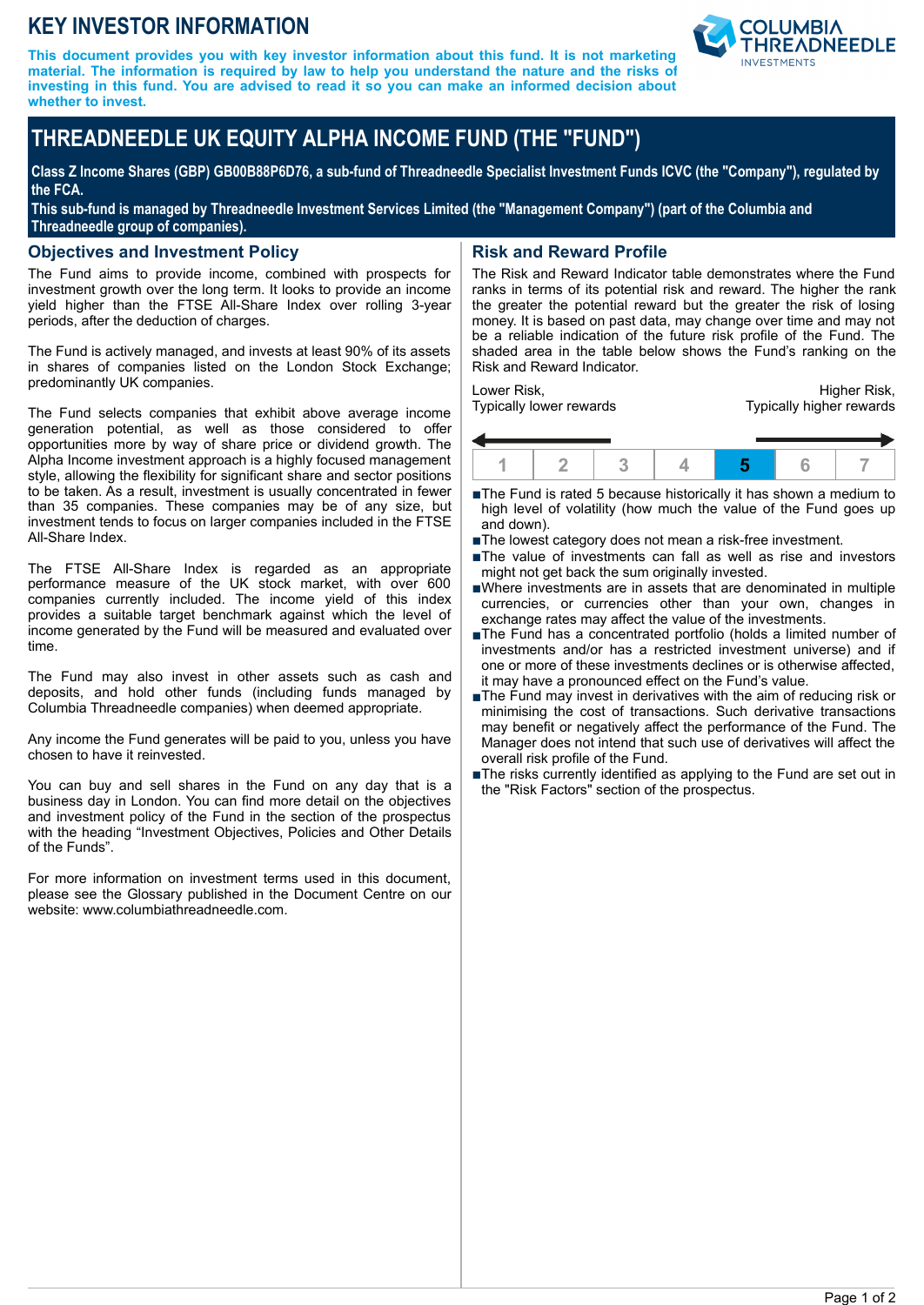# KEY INVESTOR INFORMATION

**This document provides you with key investor information about this fund. It is not marketing material. The information is required by law to help you understand the nature and the risks of investing in this fund. You are advised to read it so you can make an informed decision about whether to invest.**

# THREADNEEDLE UK EQUITY ALPHA INCOME FUND (THE "FUND")

**Class Z Income Shares (GBP) GB00B88P6D76, a sub-fund of Threadneedle Specialist Investment Funds ICVC (the "Company"), regulated by the FCA.**

**This sub-fund is managed by Threadneedle Investment Services Limited (the "Management Company") (part of the Columbia and Threadneedle group of companies).**

## Objectives and Investment Policy

The Fund aims to provide income, combined with prospects for investment growth over the long term. It looks to provide an income yield higher than the FTSE All-Share Index over rolling 3-year periods, after the deduction of charges.

The Fund is actively managed, and invests at least 90% of its assets in shares of companies listed on the London Stock Exchange; predominantly UK companies.

The Fund selects companies that exhibit above average income generation potential, as well as those considered to offer opportunities more by way of share price or dividend growth. The Alpha Income investment approach is a highly focused management style, allowing the flexibility for significant share and sector positions to be taken. As a result, investment is usually concentrated in fewer than 35 companies. These companies may be of any size, but investment tends to focus on larger companies included in the FTSE All-Share Index.

The FTSE All-Share Index is regarded as an appropriate performance measure of the UK stock market, with over 600 companies currently included. The income yield of this index provides a suitable target benchmark against which the level of income generated by the Fund will be measured and evaluated over time.

The Fund may also invest in other assets such as cash and deposits, and hold other funds (including funds managed by Columbia Threadneedle companies) when deemed appropriate.

Any income the Fund generates will be paid to you, unless you have chosen to have it reinvested.

You can buy and sell shares in the Fund on any day that is a business day in London. You can find more detail on the objectives and investment policy of the Fund in the section of the prospectus with the heading "Investment Objectives, Policies and Other Details of the Funds".

For more information on investment terms used in this document, please see the Glossary published in the Document Centre on our website: www.columbiathreadneedle.com.

## Risk and Reward Profile

The Risk and Reward Indicator table demonstrates where the Fund ranks in terms of its potential risk and reward. The higher the rank the greater the potential reward but the greater the risk of losing money. It is based on past data, may change over time and may not be a reliable indication of the future risk profile of the Fund. The shaded area in the table below shows the Fund's ranking on the Risk and Reward Indicator.

Lower Risk, Typically lower rewards — Higher Risk, Typically higher rewards

| 1 | 2 | 3 | 4 | **5** | 6 | 7 |
|---|---|---|---|---|---|---|

- The Fund is rated 5 because historically it has shown a medium to high level of volatility (how much the value of the Fund goes up and down).
- The lowest category does not mean a risk-free investment.
- The value of investments can fall as well as rise and investors might not get back the sum originally invested.
- Where investments are in assets that are denominated in multiple currencies, or currencies other than your own, changes in exchange rates may affect the value of the investments.
- The Fund has a concentrated portfolio (holds a limited number of investments and/or has a restricted investment universe) and if one or more of these investments declines or is otherwise affected, it may have a pronounced effect on the Fund's value.
- The Fund may invest in derivatives with the aim of reducing risk or minimising the cost of transactions. Such derivative transactions may benefit or negatively affect the performance of the Fund. The Manager does not intend that such use of derivatives will affect the overall risk profile of the Fund.
- The risks currently identified as applying to the Fund are set out in the "Risk Factors" section of the prospectus.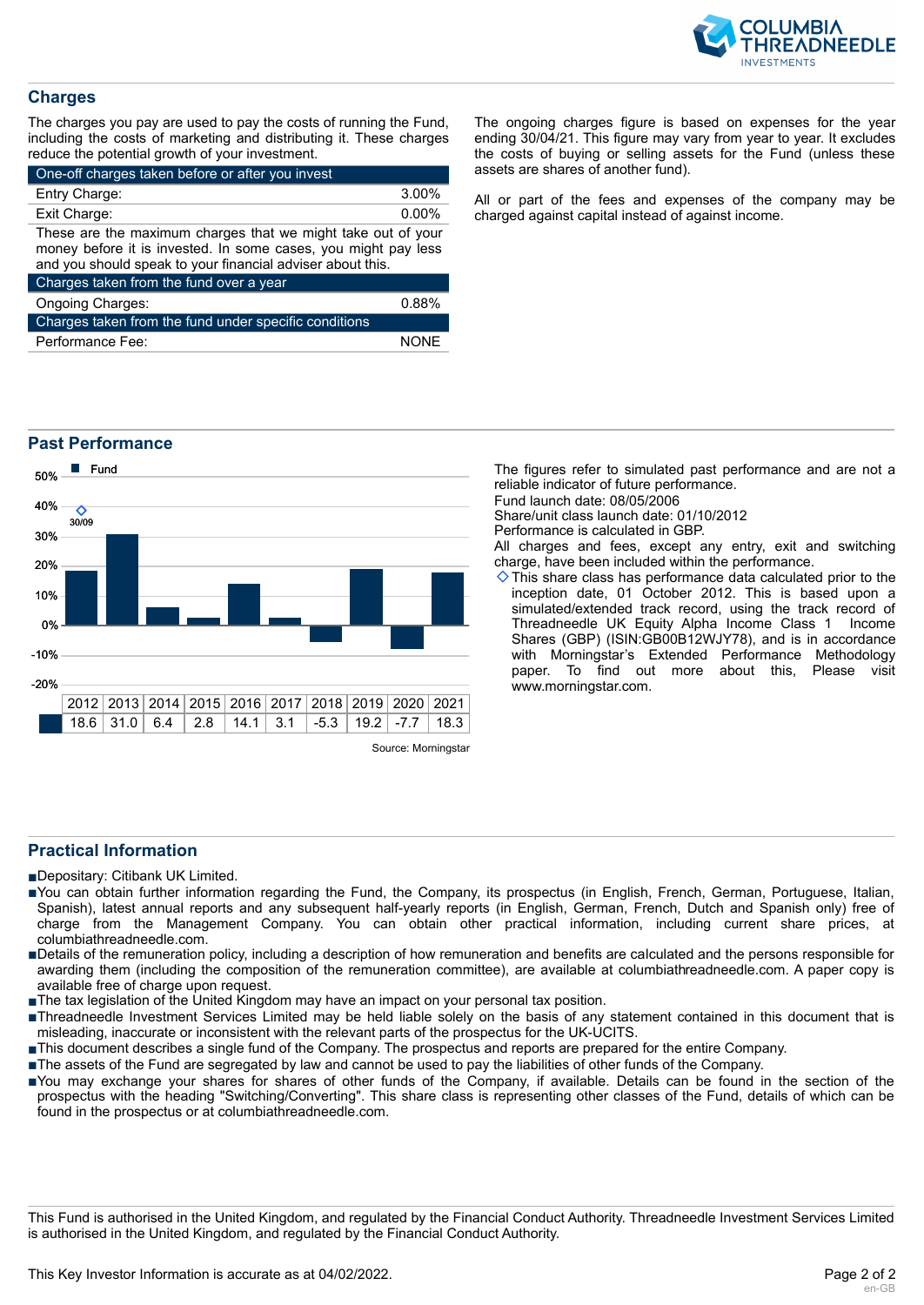## Charges

The charges you pay are used to pay the costs of running the Fund, including the costs of marketing and distributing it. These charges reduce the potential growth of your investment.

| One-off charges taken before or after you invest | |
|---|---|
| Entry Charge: | 3.00% |
| Exit Charge: | 0.00% |
| These are the maximum charges that we might take out of your money before it is invested. In some cases, you might pay less and you should speak to your financial adviser about this. | |
| **Charges taken from the fund over a year** | |
| Ongoing Charges: | 0.88% |
| **Charges taken from the fund under specific conditions** | |
| Performance Fee: | NONE |

The ongoing charges figure is based on expenses for the year ending 30/04/21. This figure may vary from year to year. It excludes the costs of buying or selling assets for the Fund (unless these assets are shares of another fund).

All or part of the fees and expenses of the company may be charged against capital instead of against income.

## Past Performance

Fund

50%
40%
30%
20%
10%
0%
-10%
-20%

30/09

| | 2012 | 2013 | 2014 | 2015 | 2016 | 2017 | 2018 | 2019 | 2020 | 2021 |
|---|---|---|---|---|---|---|---|---|---|---|
| Fund | 18.6 | 31.0 | 6.4 | 2.8 | 14.1 | 3.1 | -5.3 | 19.2 | -7.7 | 18.3 |

Source: Morningstar

The figures refer to simulated past performance and are not a reliable indicator of future performance.
Fund launch date: 08/05/2006
Share/unit class launch date: 01/10/2012
Performance is calculated in GBP.
All charges and fees, except any entry, exit and switching charge, have been included within the performance.

◇ This share class has performance data calculated prior to the inception date, 01 October 2012. This is based upon a simulated/extended track record, using the track record of Threadneedle UK Equity Alpha Income Class 1 Income Shares (GBP) (ISIN:GB00B12WJY78), and is in accordance with Morningstar's Extended Performance Methodology paper. To find out more about this, Please visit www.morningstar.com.

## Practical Information

- Depositary: Citibank UK Limited.
- You can obtain further information regarding the Fund, the Company, its prospectus (in English, French, German, Portuguese, Italian, Spanish), latest annual reports and any subsequent half-yearly reports (in English, German, French, Dutch and Spanish only) free of charge from the Management Company. You can obtain other practical information, including current share prices, at columbiathreadneedle.com.
- Details of the remuneration policy, including a description of how remuneration and benefits are calculated and the persons responsible for awarding them (including the composition of the remuneration committee), are available at columbiathreadneedle.com. A paper copy is available free of charge upon request.
- The tax legislation of the United Kingdom may have an impact on your personal tax position.
- Threadneedle Investment Services Limited may be held liable solely on the basis of any statement contained in this document that is misleading, inaccurate or inconsistent with the relevant parts of the prospectus for the UK-UCITS.
- This document describes a single fund of the Company. The prospectus and reports are prepared for the entire Company.
- The assets of the Fund are segregated by law and cannot be used to pay the liabilities of other funds of the Company.
- You may exchange your shares for shares of other funds of the Company, if available. Details can be found in the section of the prospectus with the heading "Switching/Converting". This share class is representing other classes of the Fund, details of which can be found in the prospectus or at columbiathreadneedle.com.

This Fund is authorised in the United Kingdom, and regulated by the Financial Conduct Authority. Threadneedle Investment Services Limited is authorised in the United Kingdom, and regulated by the Financial Conduct Authority.

This Key Investor Information is accurate as at 04/02/2022.